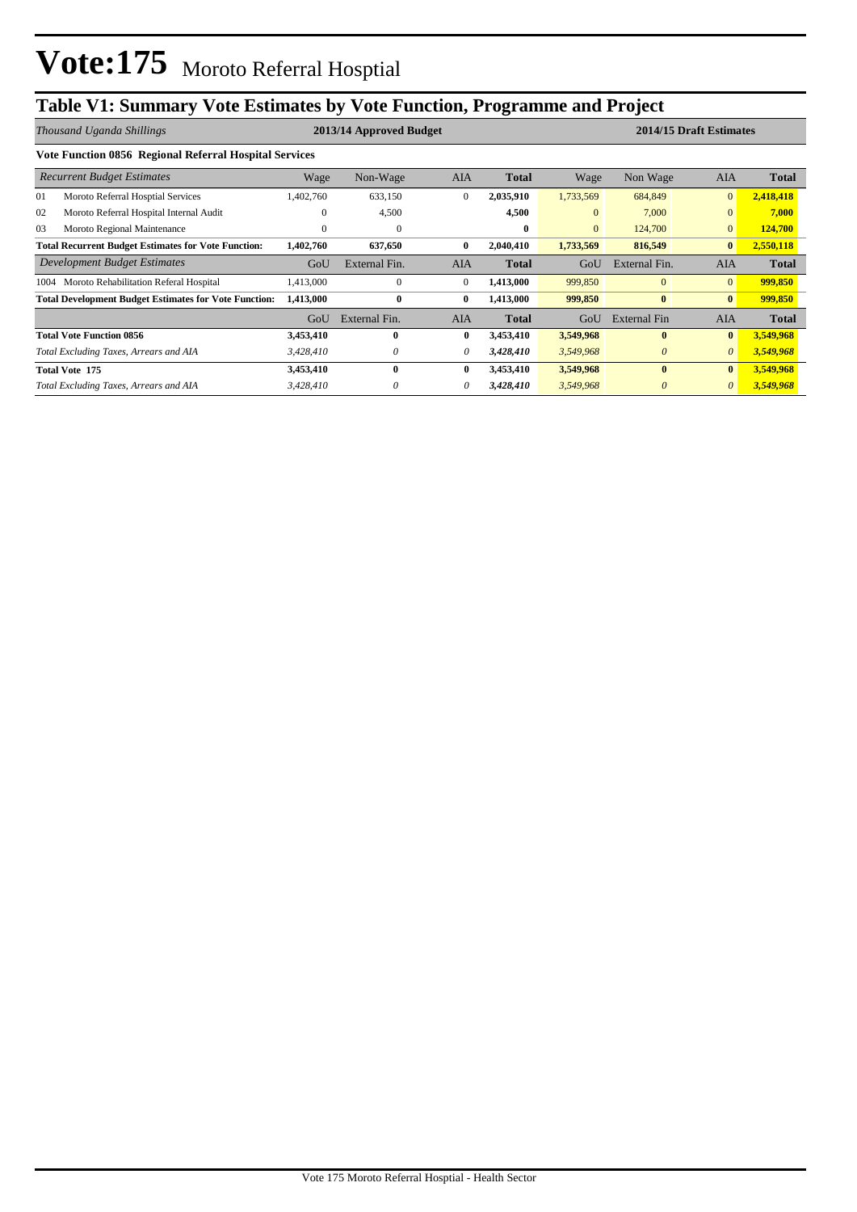# Vote:175 Moroto Referral Hosptial

## Table V1: Summary Vote Estimates by Vote Function, Programme and Project

| *Thousand Uganda Shillings* | 2013/14 Approved Budget | | | | 2014/15 Draft Estimates | | | |
|---|---|---|---|---|---|---|---|---|
| **Vote Function 0856 Regional Referral Hospital Services** | | | | | | | | |
| *Recurrent Budget Estimates* | Wage | Non-Wage | AIA | **Total** | Wage | Non Wage | AIA | **Total** |
| 01 Moroto Referral Hosptial Services | 1,402,760 | 633,150 | 0 | **2,035,910** | 1,733,569 | 684,849 | 0 | **2,418,418** |
| 02 Moroto Referral Hospital Internal Audit | 0 | 4,500 | | **4,500** | 0 | 7,000 | 0 | **7,000** |
| 03 Moroto Regional Maintenance | 0 | 0 | | **0** | 0 | 124,700 | 0 | **124,700** |
| **Total Recurrent Budget Estimates for Vote Function:** | **1,402,760** | **637,650** | **0** | **2,040,410** | **1,733,569** | **816,549** | **0** | **2,550,118** |
| *Development Budget Estimates* | GoU | External Fin. | AIA | **Total** | GoU | External Fin. | AIA | **Total** |
| 1004 Moroto Rehabilitation Referal Hospital | 1,413,000 | 0 | 0 | **1,413,000** | 999,850 | 0 | 0 | **999,850** |
| **Total Development Budget Estimates for Vote Function:** | **1,413,000** | **0** | **0** | **1,413,000** | **999,850** | **0** | **0** | **999,850** |
| | GoU | External Fin. | AIA | **Total** | GoU | External Fin | AIA | **Total** |
| **Total Vote Function 0856** | **3,453,410** | **0** | **0** | **3,453,410** | **3,549,968** | **0** | **0** | **3,549,968** |
| *Total Excluding Taxes, Arrears and AIA* | *3,428,410* | *0* | *0* | ***3,428,410*** | *3,549,968* | *0* | *0* | ***3,549,968*** |
| **Total Vote 175** | **3,453,410** | **0** | **0** | **3,453,410** | **3,549,968** | **0** | **0** | **3,549,968** |
| *Total Excluding Taxes, Arrears and AIA* | *3,428,410* | *0* | *0* | ***3,428,410*** | *3,549,968* | *0* | *0* | ***3,549,968*** |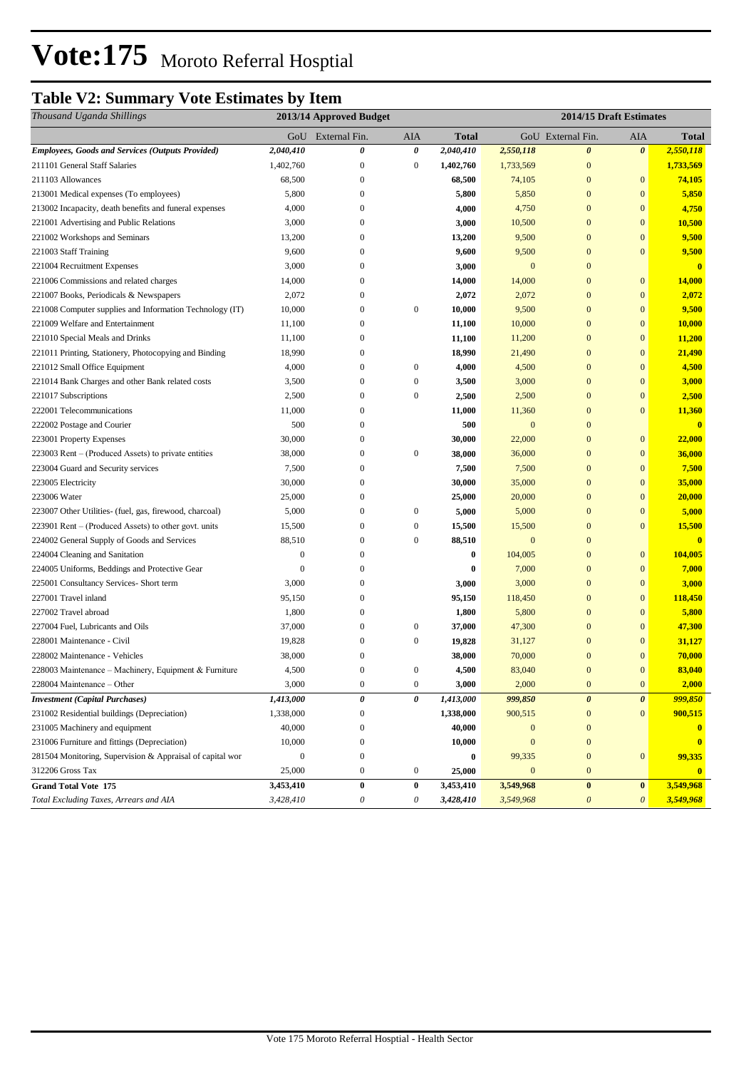# Vote:175 Moroto Referral Hosptial

## Table V2: Summary Vote Estimates by Item

| *Thousand Uganda Shillings* | 2013/14 Approved Budget | | | | 2014/15 Draft Estimates | | | |
|---|---|---|---|---|---|---|---|---|
| | GoU | External Fin. | AIA | Total | GoU | External Fin. | AIA | Total |
| ***Employees, Goods and Services (Outputs Provided)*** | ***2,040,410*** | ***0*** | ***0*** | ***2,040,410*** | ***2,550,118*** | ***0*** | ***0*** | ***2,550,118*** |
| 211101 General Staff Salaries | 1,402,760 | 0 | 0 | **1,402,760** | 1,733,569 | 0 | | **1,733,569** |
| 211103 Allowances | 68,500 | 0 | | **68,500** | 74,105 | 0 | 0 | **74,105** |
| 213001 Medical expenses (To employees) | 5,800 | 0 | | **5,800** | 5,850 | 0 | 0 | **5,850** |
| 213002 Incapacity, death benefits and funeral expenses | 4,000 | 0 | | **4,000** | 4,750 | 0 | 0 | **4,750** |
| 221001 Advertising and Public Relations | 3,000 | 0 | | **3,000** | 10,500 | 0 | 0 | **10,500** |
| 221002 Workshops and Seminars | 13,200 | 0 | | **13,200** | 9,500 | 0 | 0 | **9,500** |
| 221003 Staff Training | 9,600 | 0 | | **9,600** | 9,500 | 0 | 0 | **9,500** |
| 221004 Recruitment Expenses | 3,000 | 0 | | **3,000** | 0 | 0 | | **0** |
| 221006 Commissions and related charges | 14,000 | 0 | | **14,000** | 14,000 | 0 | 0 | **14,000** |
| 221007 Books, Periodicals & Newspapers | 2,072 | 0 | | **2,072** | 2,072 | 0 | 0 | **2,072** |
| 221008 Computer supplies and Information Technology (IT) | 10,000 | 0 | 0 | **10,000** | 9,500 | 0 | 0 | **9,500** |
| 221009 Welfare and Entertainment | 11,100 | 0 | | **11,100** | 10,000 | 0 | 0 | **10,000** |
| 221010 Special Meals and Drinks | 11,100 | 0 | | **11,100** | 11,200 | 0 | 0 | **11,200** |
| 221011 Printing, Stationery, Photocopying and Binding | 18,990 | 0 | | **18,990** | 21,490 | 0 | 0 | **21,490** |
| 221012 Small Office Equipment | 4,000 | 0 | 0 | **4,000** | 4,500 | 0 | 0 | **4,500** |
| 221014 Bank Charges and other Bank related costs | 3,500 | 0 | 0 | **3,500** | 3,000 | 0 | 0 | **3,000** |
| 221017 Subscriptions | 2,500 | 0 | 0 | **2,500** | 2,500 | 0 | 0 | **2,500** |
| 222001 Telecommunications | 11,000 | 0 | | **11,000** | 11,360 | 0 | 0 | **11,360** |
| 222002 Postage and Courier | 500 | 0 | | **500** | 0 | 0 | | **0** |
| 223001 Property Expenses | 30,000 | 0 | | **30,000** | 22,000 | 0 | 0 | **22,000** |
| 223003 Rent – (Produced Assets) to private entities | 38,000 | 0 | 0 | **38,000** | 36,000 | 0 | 0 | **36,000** |
| 223004 Guard and Security services | 7,500 | 0 | | **7,500** | 7,500 | 0 | 0 | **7,500** |
| 223005 Electricity | 30,000 | 0 | | **30,000** | 35,000 | 0 | 0 | **35,000** |
| 223006 Water | 25,000 | 0 | | **25,000** | 20,000 | 0 | 0 | **20,000** |
| 223007 Other Utilities- (fuel, gas, firewood, charcoal) | 5,000 | 0 | 0 | **5,000** | 5,000 | 0 | 0 | **5,000** |
| 223901 Rent – (Produced Assets) to other govt. units | 15,500 | 0 | 0 | **15,500** | 15,500 | 0 | 0 | **15,500** |
| 224002 General Supply of Goods and Services | 88,510 | 0 | 0 | **88,510** | 0 | 0 | | **0** |
| 224004 Cleaning and Sanitation | 0 | 0 | | **0** | 104,005 | 0 | 0 | **104,005** |
| 224005 Uniforms, Beddings and Protective Gear | 0 | 0 | | **0** | 7,000 | 0 | 0 | **7,000** |
| 225001 Consultancy Services- Short term | 3,000 | 0 | | **3,000** | 3,000 | 0 | 0 | **3,000** |
| 227001 Travel inland | 95,150 | 0 | | **95,150** | 118,450 | 0 | 0 | **118,450** |
| 227002 Travel abroad | 1,800 | 0 | | **1,800** | 5,800 | 0 | 0 | **5,800** |
| 227004 Fuel, Lubricants and Oils | 37,000 | 0 | 0 | **37,000** | 47,300 | 0 | 0 | **47,300** |
| 228001 Maintenance - Civil | 19,828 | 0 | 0 | **19,828** | 31,127 | 0 | 0 | **31,127** |
| 228002 Maintenance - Vehicles | 38,000 | 0 | | **38,000** | 70,000 | 0 | 0 | **70,000** |
| 228003 Maintenance – Machinery, Equipment & Furniture | 4,500 | 0 | 0 | **4,500** | 83,040 | 0 | 0 | **83,040** |
| 228004 Maintenance – Other | 3,000 | 0 | 0 | **3,000** | 2,000 | 0 | 0 | **2,000** |
| ***Investment (Capital Purchases)*** | ***1,413,000*** | ***0*** | ***0*** | ***1,413,000*** | ***999,850*** | ***0*** | ***0*** | ***999,850*** |
| 231002 Residential buildings (Depreciation) | 1,338,000 | 0 | | **1,338,000** | 900,515 | 0 | 0 | **900,515** |
| 231005 Machinery and equipment | 40,000 | 0 | | **40,000** | 0 | 0 | | **0** |
| 231006 Furniture and fittings (Depreciation) | 10,000 | 0 | | **10,000** | 0 | 0 | | **0** |
| 281504 Monitoring, Supervision & Appraisal of capital wor | 0 | 0 | | **0** | 99,335 | 0 | 0 | **99,335** |
| 312206 Gross Tax | 25,000 | 0 | 0 | **25,000** | 0 | 0 | | **0** |
| **Grand Total Vote 175** | **3,453,410** | **0** | **0** | **3,453,410** | **3,549,968** | **0** | **0** | **3,549,968** |
| *Total Excluding Taxes, Arrears and AIA* | *3,428,410* | *0* | *0* | *3,428,410* | *3,549,968* | *0* | *0* | *3,549,968* |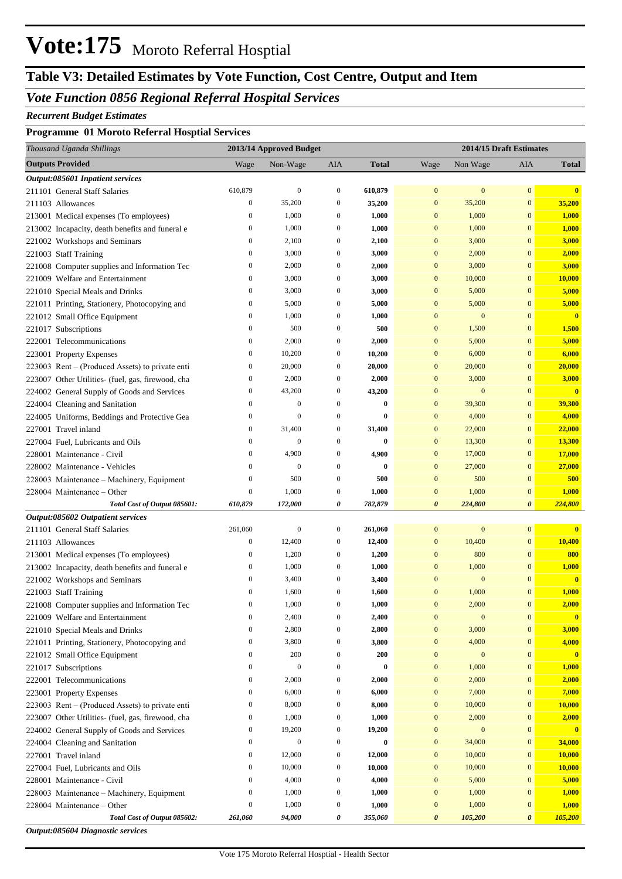# Vote:175 Moroto Referral Hosptial

## Table V3: Detailed Estimates by Vote Function, Cost Centre, Output and Item

### *Vote Function 0856 Regional Referral Hospital Services*

***Recurrent Budget Estimates***

**Programme 01 Moroto Referral Hosptial Services**

| *Thousand Uganda Shillings* | 2013/14 Approved Budget | | | | 2014/15 Draft Estimates | | | |
|---|---|---|---|---|---|---|---|---|
| **Outputs Provided** | Wage | Non-Wage | AIA | **Total** | Wage | Non Wage | AIA | **Total** |
| ***Output:085601 Inpatient services*** | | | | | | | | |
| 211101 General Staff Salaries | 610,879 | 0 | 0 | **610,879** | 0 | 0 | 0 | **0** |
| 211103 Allowances | 0 | 35,200 | 0 | **35,200** | 0 | 35,200 | 0 | **35,200** |
| 213001 Medical expenses (To employees) | 0 | 1,000 | 0 | **1,000** | 0 | 1,000 | 0 | **1,000** |
| 213002 Incapacity, death benefits and funeral e | 0 | 1,000 | 0 | **1,000** | 0 | 1,000 | 0 | **1,000** |
| 221002 Workshops and Seminars | 0 | 2,100 | 0 | **2,100** | 0 | 3,000 | 0 | **3,000** |
| 221003 Staff Training | 0 | 3,000 | 0 | **3,000** | 0 | 2,000 | 0 | **2,000** |
| 221008 Computer supplies and Information Tec | 0 | 2,000 | 0 | **2,000** | 0 | 3,000 | 0 | **3,000** |
| 221009 Welfare and Entertainment | 0 | 3,000 | 0 | **3,000** | 0 | 10,000 | 0 | **10,000** |
| 221010 Special Meals and Drinks | 0 | 3,000 | 0 | **3,000** | 0 | 5,000 | 0 | **5,000** |
| 221011 Printing, Stationery, Photocopying and | 0 | 5,000 | 0 | **5,000** | 0 | 5,000 | 0 | **5,000** |
| 221012 Small Office Equipment | 0 | 1,000 | 0 | **1,000** | 0 | 0 | 0 | **0** |
| 221017 Subscriptions | 0 | 500 | 0 | **500** | 0 | 1,500 | 0 | **1,500** |
| 222001 Telecommunications | 0 | 2,000 | 0 | **2,000** | 0 | 5,000 | 0 | **5,000** |
| 223001 Property Expenses | 0 | 10,200 | 0 | **10,200** | 0 | 6,000 | 0 | **6,000** |
| 223003 Rent – (Produced Assets) to private enti | 0 | 20,000 | 0 | **20,000** | 0 | 20,000 | 0 | **20,000** |
| 223007 Other Utilities- (fuel, gas, firewood, cha | 0 | 2,000 | 0 | **2,000** | 0 | 3,000 | 0 | **3,000** |
| 224002 General Supply of Goods and Services | 0 | 43,200 | 0 | **43,200** | 0 | 0 | 0 | **0** |
| 224004 Cleaning and Sanitation | 0 | 0 | 0 | **0** | 0 | 39,300 | 0 | **39,300** |
| 224005 Uniforms, Beddings and Protective Gea | 0 | 0 | 0 | **0** | 0 | 4,000 | 0 | **4,000** |
| 227001 Travel inland | 0 | 31,400 | 0 | **31,400** | 0 | 22,000 | 0 | **22,000** |
| 227004 Fuel, Lubricants and Oils | 0 | 0 | 0 | **0** | 0 | 13,300 | 0 | **13,300** |
| 228001 Maintenance - Civil | 0 | 4,900 | 0 | **4,900** | 0 | 17,000 | 0 | **17,000** |
| 228002 Maintenance - Vehicles | 0 | 0 | 0 | **0** | 0 | 27,000 | 0 | **27,000** |
| 228003 Maintenance – Machinery, Equipment | 0 | 500 | 0 | **500** | 0 | 500 | 0 | **500** |
| 228004 Maintenance – Other | 0 | 1,000 | 0 | **1,000** | 0 | 1,000 | 0 | **1,000** |
| ***Total Cost of Output 085601:*** | ***610,879*** | ***172,000*** | ***0*** | ***782,879*** | ***0*** | ***224,800*** | ***0*** | ***224,800*** |
| ***Output:085602 Outpatient services*** | | | | | | | | |
| 211101 General Staff Salaries | 261,060 | 0 | 0 | **261,060** | 0 | 0 | 0 | **0** |
| 211103 Allowances | 0 | 12,400 | 0 | **12,400** | 0 | 10,400 | 0 | **10,400** |
| 213001 Medical expenses (To employees) | 0 | 1,200 | 0 | **1,200** | 0 | 800 | 0 | **800** |
| 213002 Incapacity, death benefits and funeral e | 0 | 1,000 | 0 | **1,000** | 0 | 1,000 | 0 | **1,000** |
| 221002 Workshops and Seminars | 0 | 3,400 | 0 | **3,400** | 0 | 0 | 0 | **0** |
| 221003 Staff Training | 0 | 1,600 | 0 | **1,600** | 0 | 1,000 | 0 | **1,000** |
| 221008 Computer supplies and Information Tec | 0 | 1,000 | 0 | **1,000** | 0 | 2,000 | 0 | **2,000** |
| 221009 Welfare and Entertainment | 0 | 2,400 | 0 | **2,400** | 0 | 0 | 0 | **0** |
| 221010 Special Meals and Drinks | 0 | 2,800 | 0 | **2,800** | 0 | 3,000 | 0 | **3,000** |
| 221011 Printing, Stationery, Photocopying and | 0 | 3,800 | 0 | **3,800** | 0 | 4,000 | 0 | **4,000** |
| 221012 Small Office Equipment | 0 | 200 | 0 | **200** | 0 | 0 | 0 | **0** |
| 221017 Subscriptions | 0 | 0 | 0 | **0** | 0 | 1,000 | 0 | **1,000** |
| 222001 Telecommunications | 0 | 2,000 | 0 | **2,000** | 0 | 2,000 | 0 | **2,000** |
| 223001 Property Expenses | 0 | 6,000 | 0 | **6,000** | 0 | 7,000 | 0 | **7,000** |
| 223003 Rent – (Produced Assets) to private enti | 0 | 8,000 | 0 | **8,000** | 0 | 10,000 | 0 | **10,000** |
| 223007 Other Utilities- (fuel, gas, firewood, cha | 0 | 1,000 | 0 | **1,000** | 0 | 2,000 | 0 | **2,000** |
| 224002 General Supply of Goods and Services | 0 | 19,200 | 0 | **19,200** | 0 | 0 | 0 | **0** |
| 224004 Cleaning and Sanitation | 0 | 0 | 0 | **0** | 0 | 34,000 | 0 | **34,000** |
| 227001 Travel inland | 0 | 12,000 | 0 | **12,000** | 0 | 10,000 | 0 | **10,000** |
| 227004 Fuel, Lubricants and Oils | 0 | 10,000 | 0 | **10,000** | 0 | 10,000 | 0 | **10,000** |
| 228001 Maintenance - Civil | 0 | 4,000 | 0 | **4,000** | 0 | 5,000 | 0 | **5,000** |
| 228003 Maintenance – Machinery, Equipment | 0 | 1,000 | 0 | **1,000** | 0 | 1,000 | 0 | **1,000** |
| 228004 Maintenance – Other | 0 | 1,000 | 0 | **1,000** | 0 | 1,000 | 0 | **1,000** |
| ***Total Cost of Output 085602:*** | ***261,060*** | ***94,000*** | ***0*** | ***355,060*** | ***0*** | ***105,200*** | ***0*** | ***105,200*** |

***Output:085604 Diagnostic services***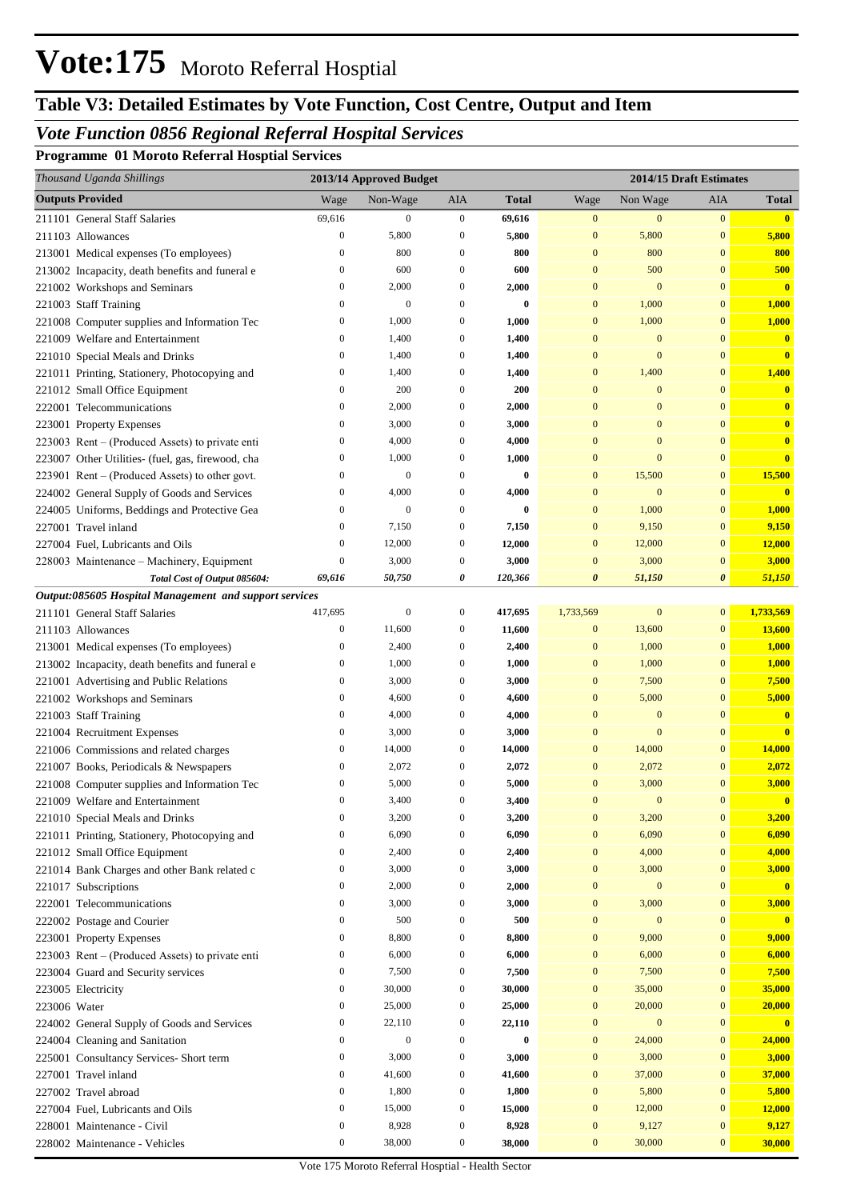# Vote:175 Moroto Referral Hosptial

## Table V3: Detailed Estimates by Vote Function, Cost Centre, Output and Item

### *Vote Function 0856 Regional Referral Hospital Services*

**Programme 01 Moroto Referral Hosptial Services**

| *Thousand Uganda Shillings* | 2013/14 Approved Budget | | | | 2014/15 Draft Estimates | | | |
|---|---|---|---|---|---|---|---|---|
| **Outputs Provided** | Wage | Non-Wage | AIA | **Total** | Wage | Non Wage | AIA | **Total** |
| 211101 General Staff Salaries | 69,616 | 0 | 0 | **69,616** | 0 | 0 | 0 | **0** |
| 211103 Allowances | 0 | 5,800 | 0 | **5,800** | 0 | 5,800 | 0 | **5,800** |
| 213001 Medical expenses (To employees) | 0 | 800 | 0 | **800** | 0 | 800 | 0 | **800** |
| 213002 Incapacity, death benefits and funeral e | 0 | 600 | 0 | **600** | 0 | 500 | 0 | **500** |
| 221002 Workshops and Seminars | 0 | 2,000 | 0 | **2,000** | 0 | 0 | 0 | **0** |
| 221003 Staff Training | 0 | 0 | 0 | **0** | 0 | 1,000 | 0 | **1,000** |
| 221008 Computer supplies and Information Tec | 0 | 1,000 | 0 | **1,000** | 0 | 1,000 | 0 | **1,000** |
| 221009 Welfare and Entertainment | 0 | 1,400 | 0 | **1,400** | 0 | 0 | 0 | **0** |
| 221010 Special Meals and Drinks | 0 | 1,400 | 0 | **1,400** | 0 | 0 | 0 | **0** |
| 221011 Printing, Stationery, Photocopying and | 0 | 1,400 | 0 | **1,400** | 0 | 1,400 | 0 | **1,400** |
| 221012 Small Office Equipment | 0 | 200 | 0 | **200** | 0 | 0 | 0 | **0** |
| 222001 Telecommunications | 0 | 2,000 | 0 | **2,000** | 0 | 0 | 0 | **0** |
| 223001 Property Expenses | 0 | 3,000 | 0 | **3,000** | 0 | 0 | 0 | **0** |
| 223003 Rent – (Produced Assets) to private enti | 0 | 4,000 | 0 | **4,000** | 0 | 0 | 0 | **0** |
| 223007 Other Utilities- (fuel, gas, firewood, cha | 0 | 1,000 | 0 | **1,000** | 0 | 0 | 0 | **0** |
| 223901 Rent – (Produced Assets) to other govt. | 0 | 0 | 0 | **0** | 0 | 15,500 | 0 | **15,500** |
| 224002 General Supply of Goods and Services | 0 | 4,000 | 0 | **4,000** | 0 | 0 | 0 | **0** |
| 224005 Uniforms, Beddings and Protective Gea | 0 | 0 | 0 | **0** | 0 | 1,000 | 0 | **1,000** |
| 227001 Travel inland | 0 | 7,150 | 0 | **7,150** | 0 | 9,150 | 0 | **9,150** |
| 227004 Fuel, Lubricants and Oils | 0 | 12,000 | 0 | **12,000** | 0 | 12,000 | 0 | **12,000** |
| 228003 Maintenance – Machinery, Equipment | 0 | 3,000 | 0 | **3,000** | 0 | 3,000 | 0 | **3,000** |
| ***Total Cost of Output 085604:*** | ***69,616*** | ***50,750*** | ***0*** | ***120,366*** | ***0*** | ***51,150*** | ***0*** | ***51,150*** |
| ***Output:085605 Hospital Management and support services*** | | | | | | | | |
| 211101 General Staff Salaries | 417,695 | 0 | 0 | **417,695** | 1,733,569 | 0 | 0 | **1,733,569** |
| 211103 Allowances | 0 | 11,600 | 0 | **11,600** | 0 | 13,600 | 0 | **13,600** |
| 213001 Medical expenses (To employees) | 0 | 2,400 | 0 | **2,400** | 0 | 1,000 | 0 | **1,000** |
| 213002 Incapacity, death benefits and funeral e | 0 | 1,000 | 0 | **1,000** | 0 | 1,000 | 0 | **1,000** |
| 221001 Advertising and Public Relations | 0 | 3,000 | 0 | **3,000** | 0 | 7,500 | 0 | **7,500** |
| 221002 Workshops and Seminars | 0 | 4,600 | 0 | **4,600** | 0 | 5,000 | 0 | **5,000** |
| 221003 Staff Training | 0 | 4,000 | 0 | **4,000** | 0 | 0 | 0 | **0** |
| 221004 Recruitment Expenses | 0 | 3,000 | 0 | **3,000** | 0 | 0 | 0 | **0** |
| 221006 Commissions and related charges | 0 | 14,000 | 0 | **14,000** | 0 | 14,000 | 0 | **14,000** |
| 221007 Books, Periodicals & Newspapers | 0 | 2,072 | 0 | **2,072** | 0 | 2,072 | 0 | **2,072** |
| 221008 Computer supplies and Information Tec | 0 | 5,000 | 0 | **5,000** | 0 | 3,000 | 0 | **3,000** |
| 221009 Welfare and Entertainment | 0 | 3,400 | 0 | **3,400** | 0 | 0 | 0 | **0** |
| 221010 Special Meals and Drinks | 0 | 3,200 | 0 | **3,200** | 0 | 3,200 | 0 | **3,200** |
| 221011 Printing, Stationery, Photocopying and | 0 | 6,090 | 0 | **6,090** | 0 | 6,090 | 0 | **6,090** |
| 221012 Small Office Equipment | 0 | 2,400 | 0 | **2,400** | 0 | 4,000 | 0 | **4,000** |
| 221014 Bank Charges and other Bank related c | 0 | 3,000 | 0 | **3,000** | 0 | 3,000 | 0 | **3,000** |
| 221017 Subscriptions | 0 | 2,000 | 0 | **2,000** | 0 | 0 | 0 | **0** |
| 222001 Telecommunications | 0 | 3,000 | 0 | **3,000** | 0 | 3,000 | 0 | **3,000** |
| 222002 Postage and Courier | 0 | 500 | 0 | **500** | 0 | 0 | 0 | **0** |
| 223001 Property Expenses | 0 | 8,800 | 0 | **8,800** | 0 | 9,000 | 0 | **9,000** |
| 223003 Rent – (Produced Assets) to private enti | 0 | 6,000 | 0 | **6,000** | 0 | 6,000 | 0 | **6,000** |
| 223004 Guard and Security services | 0 | 7,500 | 0 | **7,500** | 0 | 7,500 | 0 | **7,500** |
| 223005 Electricity | 0 | 30,000 | 0 | **30,000** | 0 | 35,000 | 0 | **35,000** |
| 223006 Water | 0 | 25,000 | 0 | **25,000** | 0 | 20,000 | 0 | **20,000** |
| 224002 General Supply of Goods and Services | 0 | 22,110 | 0 | **22,110** | 0 | 0 | 0 | **0** |
| 224004 Cleaning and Sanitation | 0 | 0 | 0 | **0** | 0 | 24,000 | 0 | **24,000** |
| 225001 Consultancy Services- Short term | 0 | 3,000 | 0 | **3,000** | 0 | 3,000 | 0 | **3,000** |
| 227001 Travel inland | 0 | 41,600 | 0 | **41,600** | 0 | 37,000 | 0 | **37,000** |
| 227002 Travel abroad | 0 | 1,800 | 0 | **1,800** | 0 | 5,800 | 0 | **5,800** |
| 227004 Fuel, Lubricants and Oils | 0 | 15,000 | 0 | **15,000** | 0 | 12,000 | 0 | **12,000** |
| 228001 Maintenance - Civil | 0 | 8,928 | 0 | **8,928** | 0 | 9,127 | 0 | **9,127** |
| 228002 Maintenance - Vehicles | 0 | 38,000 | 0 | **38,000** | 0 | 30,000 | 0 | **30,000** |

Vote 175 Moroto Referral Hosptial - Health Sector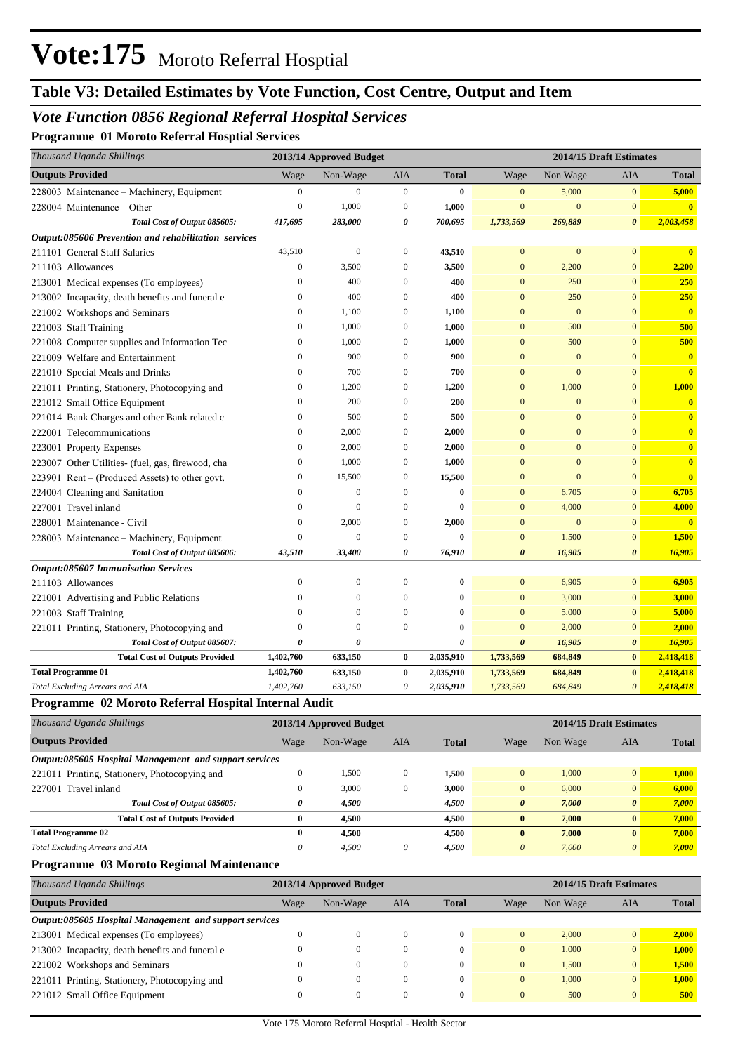# Vote:175 Moroto Referral Hosptial

## Table V3: Detailed Estimates by Vote Function, Cost Centre, Output and Item

### *Vote Function 0856 Regional Referral Hospital Services*

**Programme 01 Moroto Referral Hosptial Services**

| *Thousand Uganda Shillings* | 2013/14 Approved Budget | | | | 2014/15 Draft Estimates | | | |
|---|---|---|---|---|---|---|---|---|
| **Outputs Provided** | Wage | Non-Wage | AIA | **Total** | Wage | Non Wage | AIA | **Total** |
| 228003 Maintenance – Machinery, Equipment | 0 | 0 | 0 | **0** | 0 | 5,000 | 0 | **5,000** |
| 228004 Maintenance – Other | 0 | 1,000 | 0 | **1,000** | 0 | 0 | 0 | **0** |
| ***Total Cost of Output 085605:*** | ***417,695*** | ***283,000*** | ***0*** | ***700,695*** | ***1,733,569*** | ***269,889*** | ***0*** | ***2,003,458*** |
| ***Output:085606 Prevention and rehabilitation services*** | | | | | | | | |
| 211101 General Staff Salaries | 43,510 | 0 | 0 | **43,510** | 0 | 0 | 0 | **0** |
| 211103 Allowances | 0 | 3,500 | 0 | **3,500** | 0 | 2,200 | 0 | **2,200** |
| 213001 Medical expenses (To employees) | 0 | 400 | 0 | **400** | 0 | 250 | 0 | **250** |
| 213002 Incapacity, death benefits and funeral e | 0 | 400 | 0 | **400** | 0 | 250 | 0 | **250** |
| 221002 Workshops and Seminars | 0 | 1,100 | 0 | **1,100** | 0 | 0 | 0 | **0** |
| 221003 Staff Training | 0 | 1,000 | 0 | **1,000** | 0 | 500 | 0 | **500** |
| 221008 Computer supplies and Information Tec | 0 | 1,000 | 0 | **1,000** | 0 | 500 | 0 | **500** |
| 221009 Welfare and Entertainment | 0 | 900 | 0 | **900** | 0 | 0 | 0 | **0** |
| 221010 Special Meals and Drinks | 0 | 700 | 0 | **700** | 0 | 0 | 0 | **0** |
| 221011 Printing, Stationery, Photocopying and | 0 | 1,200 | 0 | **1,200** | 0 | 1,000 | 0 | **1,000** |
| 221012 Small Office Equipment | 0 | 200 | 0 | **200** | 0 | 0 | 0 | **0** |
| 221014 Bank Charges and other Bank related c | 0 | 500 | 0 | **500** | 0 | 0 | 0 | **0** |
| 222001 Telecommunications | 0 | 2,000 | 0 | **2,000** | 0 | 0 | 0 | **0** |
| 223001 Property Expenses | 0 | 2,000 | 0 | **2,000** | 0 | 0 | 0 | **0** |
| 223007 Other Utilities- (fuel, gas, firewood, cha | 0 | 1,000 | 0 | **1,000** | 0 | 0 | 0 | **0** |
| 223901 Rent – (Produced Assets) to other govt. | 0 | 15,500 | 0 | **15,500** | 0 | 0 | 0 | **0** |
| 224004 Cleaning and Sanitation | 0 | 0 | 0 | **0** | 0 | 6,705 | 0 | **6,705** |
| 227001 Travel inland | 0 | 0 | 0 | **0** | 0 | 4,000 | 0 | **4,000** |
| 228001 Maintenance - Civil | 0 | 2,000 | 0 | **2,000** | 0 | 0 | 0 | **0** |
| 228003 Maintenance – Machinery, Equipment | 0 | 0 | 0 | **0** | 0 | 1,500 | 0 | **1,500** |
| ***Total Cost of Output 085606:*** | ***43,510*** | ***33,400*** | ***0*** | ***76,910*** | ***0*** | ***16,905*** | ***0*** | ***16,905*** |
| ***Output:085607 Immunisation Services*** | | | | | | | | |
| 211103 Allowances | 0 | 0 | 0 | **0** | 0 | 6,905 | 0 | **6,905** |
| 221001 Advertising and Public Relations | 0 | 0 | 0 | **0** | 0 | 3,000 | 0 | **3,000** |
| 221003 Staff Training | 0 | 0 | 0 | **0** | 0 | 5,000 | 0 | **5,000** |
| 221011 Printing, Stationery, Photocopying and | 0 | 0 | 0 | **0** | 0 | 2,000 | 0 | **2,000** |
| ***Total Cost of Output 085607:*** | ***0*** | ***0*** | | ***0*** | ***0*** | ***16,905*** | ***0*** | ***16,905*** |
| **Total Cost of Outputs Provided** | **1,402,760** | **633,150** | **0** | **2,035,910** | **1,733,569** | **684,849** | **0** | **2,418,418** |
| **Total Programme 01** | **1,402,760** | **633,150** | **0** | **2,035,910** | **1,733,569** | **684,849** | **0** | **2,418,418** |
| *Total Excluding Arrears and AIA* | *1,402,760* | *633,150* | *0* | *2,035,910* | *1,733,569* | *684,849* | *0* | ***2,418,418*** |

**Programme 02 Moroto Referral Hospital Internal Audit**

| *Thousand Uganda Shillings* | 2013/14 Approved Budget | | | | 2014/15 Draft Estimates | | | |
|---|---|---|---|---|---|---|---|---|
| **Outputs Provided** | Wage | Non-Wage | AIA | **Total** | Wage | Non Wage | AIA | **Total** |
| ***Output:085605 Hospital Management and support services*** | | | | | | | | |
| 221011 Printing, Stationery, Photocopying and | 0 | 1,500 | 0 | **1,500** | 0 | 1,000 | 0 | **1,000** |
| 227001 Travel inland | 0 | 3,000 | 0 | **3,000** | 0 | 6,000 | 0 | **6,000** |
| ***Total Cost of Output 085605:*** | ***0*** | ***4,500*** | | ***4,500*** | ***0*** | ***7,000*** | ***0*** | ***7,000*** |
| **Total Cost of Outputs Provided** | **0** | **4,500** | | **4,500** | **0** | **7,000** | **0** | **7,000** |
| **Total Programme 02** | **0** | **4,500** | | **4,500** | **0** | **7,000** | **0** | **7,000** |
| *Total Excluding Arrears and AIA* | *0* | *4,500* | *0* | *4,500* | *0* | *7,000* | *0* | ***7,000*** |

**Programme 03 Moroto Regional Maintenance**

| *Thousand Uganda Shillings* | 2013/14 Approved Budget | | | | 2014/15 Draft Estimates | | | |
|---|---|---|---|---|---|---|---|---|
| **Outputs Provided** | Wage | Non-Wage | AIA | **Total** | Wage | Non Wage | AIA | **Total** |
| ***Output:085605 Hospital Management and support services*** | | | | | | | | |
| 213001 Medical expenses (To employees) | 0 | 0 | 0 | **0** | 0 | 2,000 | 0 | **2,000** |
| 213002 Incapacity, death benefits and funeral e | 0 | 0 | 0 | **0** | 0 | 1,000 | 0 | **1,000** |
| 221002 Workshops and Seminars | 0 | 0 | 0 | **0** | 0 | 1,500 | 0 | **1,500** |
| 221011 Printing, Stationery, Photocopying and | 0 | 0 | 0 | **0** | 0 | 1,000 | 0 | **1,000** |
| 221012 Small Office Equipment | 0 | 0 | 0 | **0** | 0 | 500 | 0 | **500** |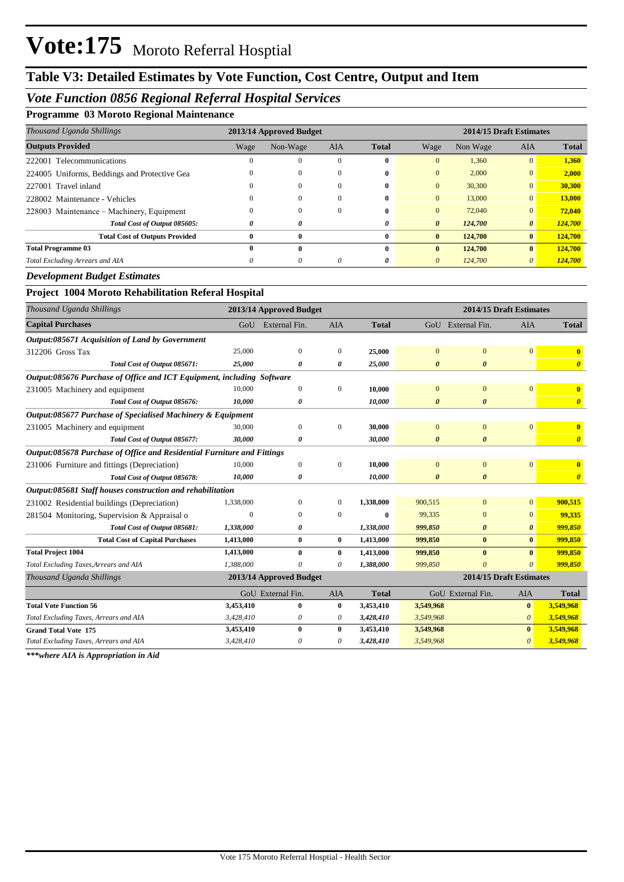# Vote:175 Moroto Referral Hosptial

## Table V3: Detailed Estimates by Vote Function, Cost Centre, Output and Item

### *Vote Function 0856 Regional Referral Hospital Services*

**Programme 03 Moroto Regional Maintenance**

| *Thousand Uganda Shillings* | 2013/14 Approved Budget | | | | 2014/15 Draft Estimates | | | |
|---|---|---|---|---|---|---|---|---|
| **Outputs Provided** | Wage | Non-Wage | AIA | **Total** | Wage | Non Wage | AIA | **Total** |
| 222001 Telecommunications | 0 | 0 | 0 | **0** | 0 | 1,360 | 0 | **1,360** |
| 224005 Uniforms, Beddings and Protective Gea | 0 | 0 | 0 | **0** | 0 | 2,000 | 0 | **2,000** |
| 227001 Travel inland | 0 | 0 | 0 | **0** | 0 | 30,300 | 0 | **30,300** |
| 228002 Maintenance - Vehicles | 0 | 0 | 0 | **0** | 0 | 13,000 | 0 | **13,000** |
| 228003 Maintenance – Machinery, Equipment | 0 | 0 | 0 | **0** | 0 | 72,040 | 0 | **72,040** |
| ***Total Cost of Output 085605:*** | ***0*** | ***0*** | | ***0*** | ***0*** | ***124,700*** | ***0*** | ***124,700*** |
| **Total Cost of Outputs Provided** | **0** | **0** | | **0** | **0** | **124,700** | **0** | **124,700** |
| **Total Programme 03** | **0** | **0** | | **0** | **0** | **124,700** | **0** | **124,700** |
| *Total Excluding Arrears and AIA* | *0* | *0* | *0* | ***0*** | *0* | *124,700* | *0* | ***124,700*** |

### *Development Budget Estimates*

**Project 1004 Moroto Rehabilitation Referal Hospital**

| *Thousand Uganda Shillings* | 2013/14 Approved Budget | | | | 2014/15 Draft Estimates | | | |
|---|---|---|---|---|---|---|---|---|
| **Capital Purchases** | GoU | External Fin. | AIA | **Total** | GoU | External Fin. | AIA | **Total** |
| ***Output:085671 Acquisition of Land by Government*** | | | | | | | | |
| 312206 Gross Tax | 25,000 | 0 | 0 | **25,000** | 0 | 0 | 0 | **0** |
| ***Total Cost of Output 085671:*** | ***25,000*** | ***0*** | ***0*** | ***25,000*** | ***0*** | ***0*** | | ***0*** |
| ***Output:085676 Purchase of Office and ICT Equipment, including Software*** | | | | | | | | |
| 231005 Machinery and equipment | 10,000 | 0 | 0 | **10,000** | 0 | 0 | 0 | **0** |
| ***Total Cost of Output 085676:*** | ***10,000*** | ***0*** | | ***10,000*** | ***0*** | ***0*** | | ***0*** |
| ***Output:085677 Purchase of Specialised Machinery & Equipment*** | | | | | | | | |
| 231005 Machinery and equipment | 30,000 | 0 | 0 | **30,000** | 0 | 0 | 0 | **0** |
| ***Total Cost of Output 085677:*** | ***30,000*** | ***0*** | | ***30,000*** | ***0*** | ***0*** | | ***0*** |
| ***Output:085678 Purchase of Office and Residential Furniture and Fittings*** | | | | | | | | |
| 231006 Furniture and fittings (Depreciation) | 10,000 | 0 | 0 | **10,000** | 0 | 0 | 0 | **0** |
| ***Total Cost of Output 085678:*** | ***10,000*** | ***0*** | | ***10,000*** | ***0*** | ***0*** | | ***0*** |
| ***Output:085681 Staff houses construction and rehabilitation*** | | | | | | | | |
| 231002 Residential buildings (Depreciation) | 1,338,000 | 0 | 0 | **1,338,000** | 900,515 | 0 | 0 | **900,515** |
| 281504 Monitoring, Supervision & Appraisal o | 0 | 0 | 0 | **0** | 99,335 | 0 | 0 | **99,335** |
| ***Total Cost of Output 085681:*** | ***1,338,000*** | ***0*** | | ***1,338,000*** | ***999,850*** | ***0*** | ***0*** | ***999,850*** |
| **Total Cost of Capital Purchases** | **1,413,000** | **0** | **0** | **1,413,000** | **999,850** | **0** | **0** | **999,850** |
| **Total Project 1004** | **1,413,000** | **0** | **0** | **1,413,000** | **999,850** | **0** | **0** | **999,850** |
| *Total Excluding Taxes,Arrears and AIA* | *1,388,000* | *0* | *0* | ***1,388,000*** | *999,850* | *0* | *0* | ***999,850*** |

| *Thousand Uganda Shillings* | 2013/14 Approved Budget | | | | 2014/15 Draft Estimates | | | |
|---|---|---|---|---|---|---|---|---|
| | GoU | External Fin. | AIA | **Total** | GoU | External Fin. | AIA | **Total** |
| **Total Vote Function 56** | **3,453,410** | **0** | **0** | **3,453,410** | **3,549,968** | | **0** | **3,549,968** |
| *Total Excluding Taxes, Arrears and AIA* | *3,428,410* | *0* | *0* | ***3,428,410*** | *3,549,968* | | *0* | ***3,549,968*** |
| **Grand Total Vote 175** | **3,453,410** | **0** | **0** | **3,453,410** | **3,549,968** | | **0** | **3,549,968** |
| *Total Excluding Taxes, Arrears and AIA* | *3,428,410* | *0* | *0* | ***3,428,410*** | *3,549,968* | | *0* | ***3,549,968*** |

***\*\*\*where AIA is Appropriation in Aid***